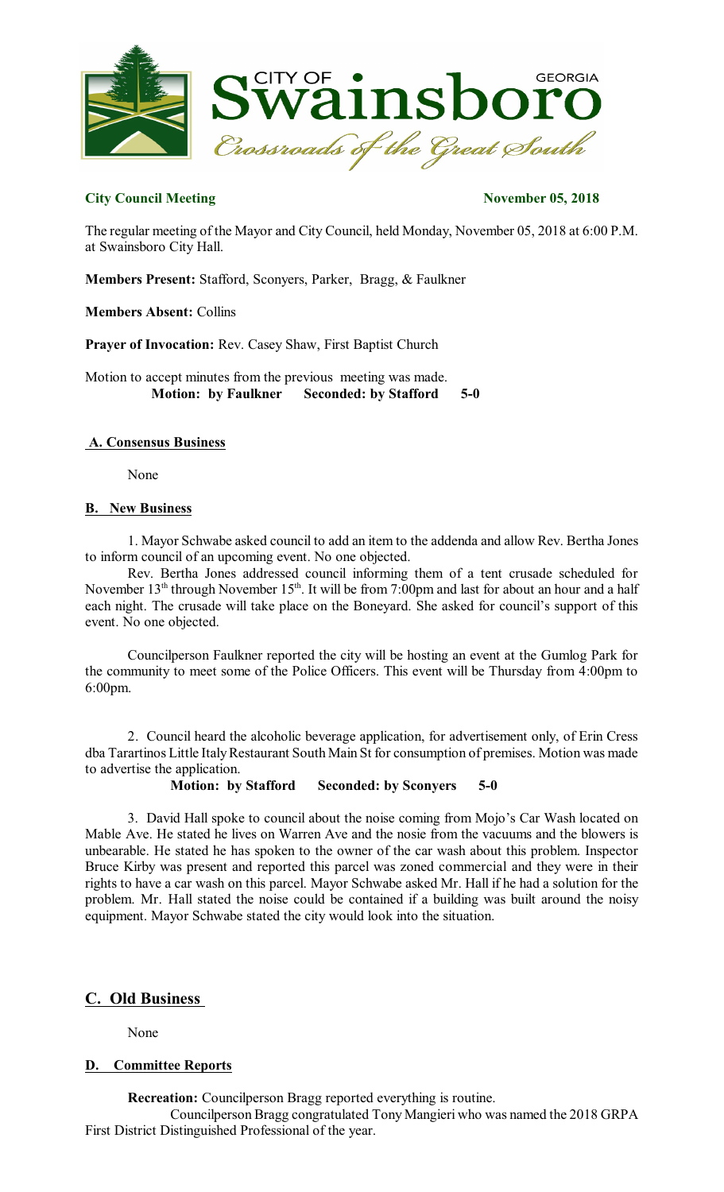**City Council Meeting** **November 05, 2018**

The regular meeting of the Mayor and City Council, held Monday, November 05, 2018 at 6:00 P.M. at Swainsboro City Hall.

**Members Present:** Stafford, Sconyers, Parker, Bragg, & Faulkner

**Members Absent:** Collins

**Prayer of Invocation:** Rev. Casey Shaw, First Baptist Church

Motion to accept minutes from the previous meeting was made.
**Motion: by Faulkner Seconded: by Stafford 5-0**

## A. Consensus Business

None

## B. New Business

1. Mayor Schwabe asked council to add an item to the addenda and allow Rev. Bertha Jones to inform council of an upcoming event. No one objected.

Rev. Bertha Jones addressed council informing them of a tent crusade scheduled for November 13th through November 15th. It will be from 7:00pm and last for about an hour and a half each night. The crusade will take place on the Boneyard. She asked for council's support of this event. No one objected.

Councilperson Faulkner reported the city will be hosting an event at the Gumlog Park for the community to meet some of the Police Officers. This event will be Thursday from 4:00pm to 6:00pm.

2. Council heard the alcoholic beverage application, for advertisement only, of Erin Cress dba Tarartinos Little Italy Restaurant South Main St for consumption of premises. Motion was made to advertise the application.
**Motion: by Stafford Seconded: by Sconyers 5-0**

3. David Hall spoke to council about the noise coming from Mojo's Car Wash located on Mable Ave. He stated he lives on Warren Ave and the nosie from the vacuums and the blowers is unbearable. He stated he has spoken to the owner of the car wash about this problem. Inspector Bruce Kirby was present and reported this parcel was zoned commercial and they were in their rights to have a car wash on this parcel. Mayor Schwabe asked Mr. Hall if he had a solution for the problem. Mr. Hall stated the noise could be contained if a building was built around the noisy equipment. Mayor Schwabe stated the city would look into the situation.

## C. Old Business

None

## D. Committee Reports

**Recreation:** Councilperson Bragg reported everything is routine.

Councilperson Bragg congratulated Tony Mangieri who was named the 2018 GRPA First District Distinguished Professional of the year.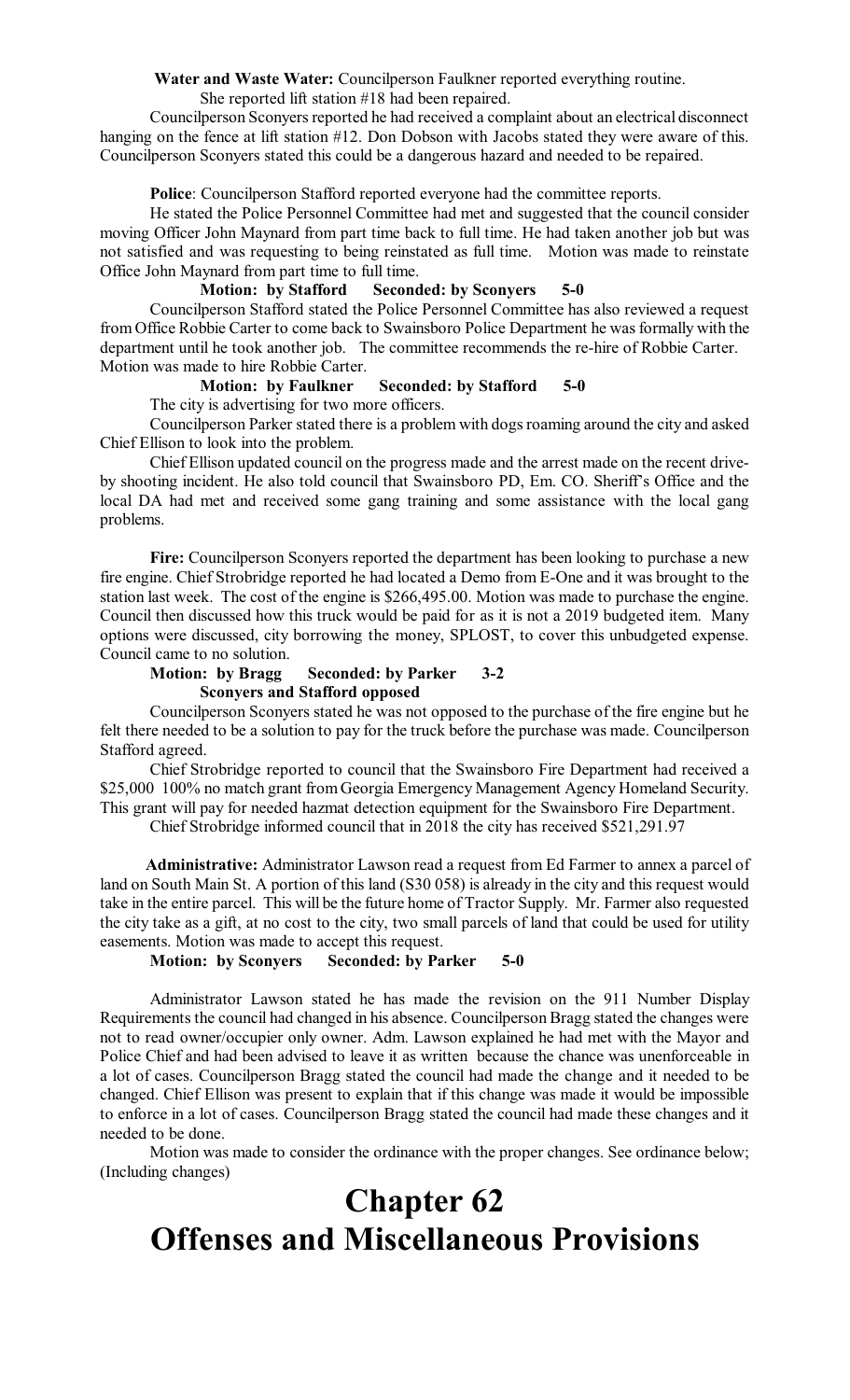**Water and Waste Water:** Councilperson Faulkner reported everything routine. She reported lift station #18 had been repaired.

Councilperson Sconyers reported he had received a complaint about an electrical disconnect hanging on the fence at lift station #12. Don Dobson with Jacobs stated they were aware of this. Councilperson Sconyers stated this could be a dangerous hazard and needed to be repaired.

**Police**: Councilperson Stafford reported everyone had the committee reports.

He stated the Police Personnel Committee had met and suggested that the council consider moving Officer John Maynard from part time back to full time. He had taken another job but was not satisfied and was requesting to being reinstated as full time. Motion was made to reinstate Office John Maynard from part time to full time.

**Motion: by Stafford Seconded: by Sconyers 5-0**

Councilperson Stafford stated the Police Personnel Committee has also reviewed a request from Office Robbie Carter to come back to Swainsboro Police Department he was formally with the department until he took another job. The committee recommends the re-hire of Robbie Carter. Motion was made to hire Robbie Carter.

**Motion: by Faulkner Seconded: by Stafford 5-0**

The city is advertising for two more officers.

Councilperson Parker stated there is a problem with dogs roaming around the city and asked Chief Ellison to look into the problem.

Chief Ellison updated council on the progress made and the arrest made on the recent drive-by shooting incident. He also told council that Swainsboro PD, Em. CO. Sheriff's Office and the local DA had met and received some gang training and some assistance with the local gang problems.

**Fire:** Councilperson Sconyers reported the department has been looking to purchase a new fire engine. Chief Strobridge reported he had located a Demo from E-One and it was brought to the station last week. The cost of the engine is $266,495.00. Motion was made to purchase the engine. Council then discussed how this truck would be paid for as it is not a 2019 budgeted item. Many options were discussed, city borrowing the money, SPLOST, to cover this unbudgeted expense. Council came to no solution.

**Motion: by Bragg Seconded: by Parker 3-2**
**Sconyers and Stafford opposed**

Councilperson Sconyers stated he was not opposed to the purchase of the fire engine but he felt there needed to be a solution to pay for the truck before the purchase was made. Councilperson Stafford agreed.

Chief Strobridge reported to council that the Swainsboro Fire Department had received a $25,000 100% no match grant from Georgia Emergency Management Agency Homeland Security. This grant will pay for needed hazmat detection equipment for the Swainsboro Fire Department.

Chief Strobridge informed council that in 2018 the city has received $521,291.97

**Administrative:** Administrator Lawson read a request from Ed Farmer to annex a parcel of land on South Main St. A portion of this land (S30 058) is already in the city and this request would take in the entire parcel. This will be the future home of Tractor Supply. Mr. Farmer also requested the city take as a gift, at no cost to the city, two small parcels of land that could be used for utility easements. Motion was made to accept this request.

**Motion: by Sconyers Seconded: by Parker 5-0**

Administrator Lawson stated he has made the revision on the 911 Number Display Requirements the council had changed in his absence. Councilperson Bragg stated the changes were not to read owner/occupier only owner. Adm. Lawson explained he had met with the Mayor and Police Chief and had been advised to leave it as written because the chance was unenforceable in a lot of cases. Councilperson Bragg stated the council had made the change and it needed to be changed. Chief Ellison was present to explain that if this change was made it would be impossible to enforce in a lot of cases. Councilperson Bragg stated the council had made these changes and it needed to be done.

Motion was made to consider the ordinance with the proper changes. See ordinance below; (Including changes)

# Chapter 62
# Offenses and Miscellaneous Provisions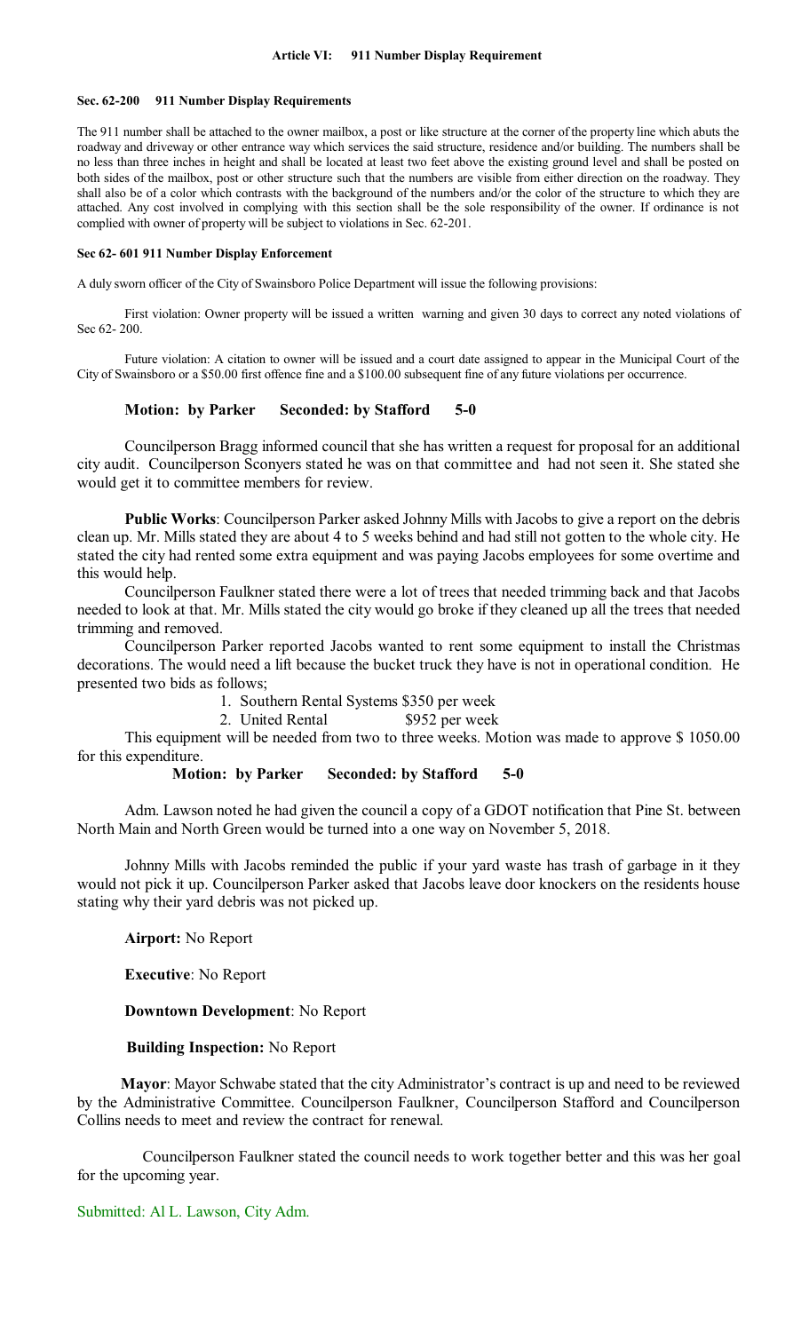**Article VI: 911 Number Display Requirement**

**Sec. 62-200 911 Number Display Requirements**

The 911 number shall be attached to the owner mailbox, a post or like structure at the corner of the property line which abuts the roadway and driveway or other entrance way which services the said structure, residence and/or building. The numbers shall be no less than three inches in height and shall be located at least two feet above the existing ground level and shall be posted on both sides of the mailbox, post or other structure such that the numbers are visible from either direction on the roadway. They shall also be of a color which contrasts with the background of the numbers and/or the color of the structure to which they are attached. Any cost involved in complying with this section shall be the sole responsibility of the owner. If ordinance is not complied with owner of property will be subject to violations in Sec. 62-201.

**Sec 62- 601 911 Number Display Enforcement**

A duly sworn officer of the City of Swainsboro Police Department will issue the following provisions:

First violation: Owner property will be issued a written warning and given 30 days to correct any noted violations of Sec 62- 200.

Future violation: A citation to owner will be issued and a court date assigned to appear in the Municipal Court of the City of Swainsboro or a $50.00 first offence fine and a $100.00 subsequent fine of any future violations per occurrence.

**Motion: by Parker Seconded: by Stafford 5-0**

Councilperson Bragg informed council that she has written a request for proposal for an additional city audit. Councilperson Sconyers stated he was on that committee and had not seen it. She stated she would get it to committee members for review.

**Public Works**: Councilperson Parker asked Johnny Mills with Jacobs to give a report on the debris clean up. Mr. Mills stated they are about 4 to 5 weeks behind and had still not gotten to the whole city. He stated the city had rented some extra equipment and was paying Jacobs employees for some overtime and this would help.

Councilperson Faulkner stated there were a lot of trees that needed trimming back and that Jacobs needed to look at that. Mr. Mills stated the city would go broke if they cleaned up all the trees that needed trimming and removed.

Councilperson Parker reported Jacobs wanted to rent some equipment to install the Christmas decorations. The would need a lift because the bucket truck they have is not in operational condition. He presented two bids as follows;

1. Southern Rental Systems $350 per week
2. United Rental $952 per week

This equipment will be needed from two to three weeks. Motion was made to approve $ 1050.00 for this expenditure.

**Motion: by Parker Seconded: by Stafford 5-0**

Adm. Lawson noted he had given the council a copy of a GDOT notification that Pine St. between North Main and North Green would be turned into a one way on November 5, 2018.

Johnny Mills with Jacobs reminded the public if your yard waste has trash of garbage in it they would not pick it up. Councilperson Parker asked that Jacobs leave door knockers on the residents house stating why their yard debris was not picked up.

**Airport:** No Report

**Executive**: No Report

**Downtown Development**: No Report

**Building Inspection:** No Report

**Mayor**: Mayor Schwabe stated that the city Administrator's contract is up and need to be reviewed by the Administrative Committee. Councilperson Faulkner, Councilperson Stafford and Councilperson Collins needs to meet and review the contract for renewal.

Councilperson Faulkner stated the council needs to work together better and this was her goal for the upcoming year.

Submitted: Al L. Lawson, City Adm.